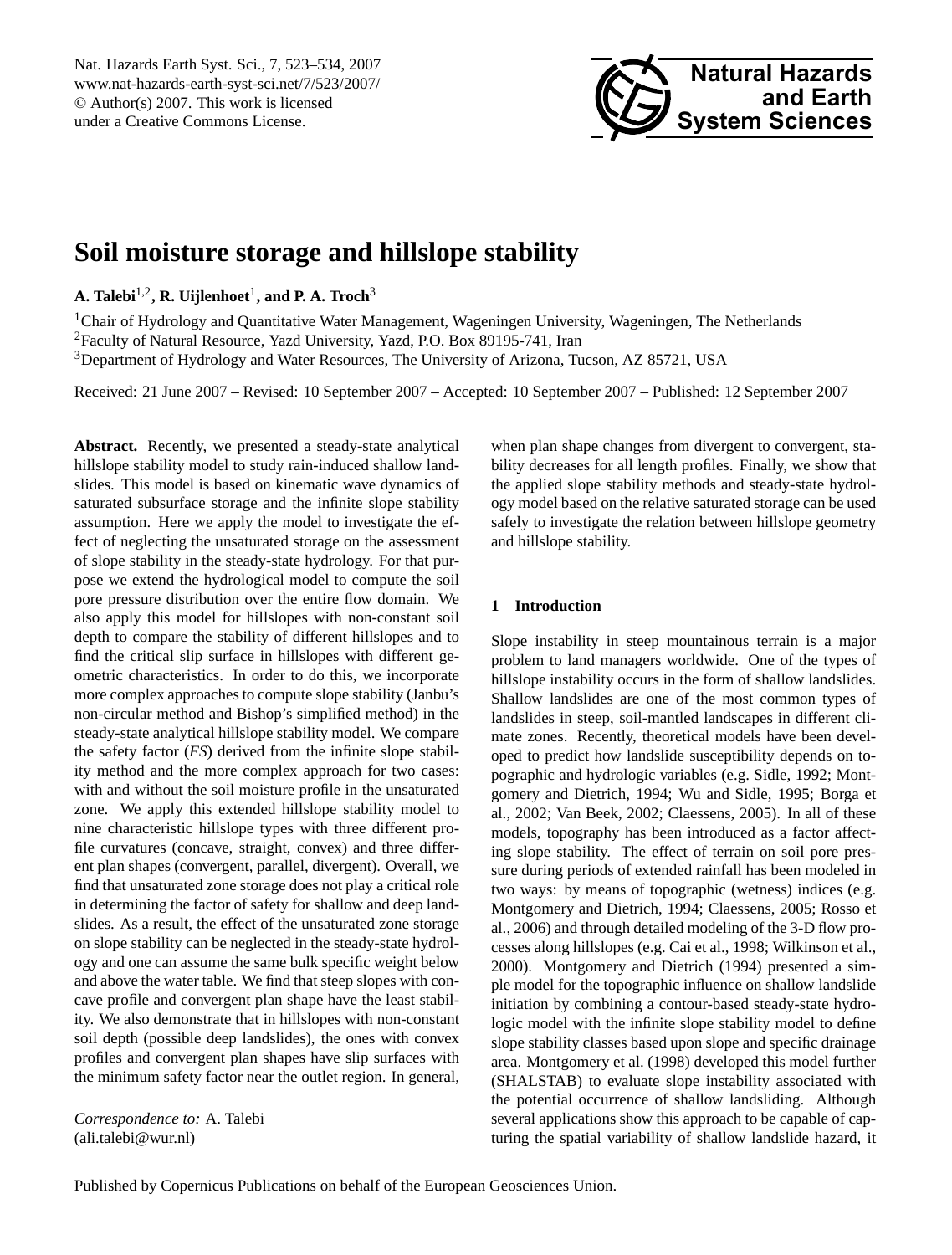# Soil moisture storage and hillslope stability

**A. Talebi[1,2], R. Uijlenhoet[1], and P. A. Troch[3]**

[1]Chair of Hydrology and Quantitative Water Management, Wageningen University, Wageningen, The Netherlands
[2]Faculty of Natural Resource, Yazd University, Yazd, P.O. Box 89195-741, Iran
[3]Department of Hydrology and Water Resources, The University of Arizona, Tucson, AZ 85721, USA

Received: 21 June 2007 – Revised: 10 September 2007 – Accepted: 10 September 2007 – Published: 12 September 2007

**Abstract.** Recently, we presented a steady-state analytical hillslope stability model to study rain-induced shallow landslides. This model is based on kinematic wave dynamics of saturated subsurface storage and the infinite slope stability assumption. Here we apply the model to investigate the effect of neglecting the unsaturated storage on the assessment of slope stability in the steady-state hydrology. For that purpose we extend the hydrological model to compute the soil pore pressure distribution over the entire flow domain. We also apply this model for hillslopes with non-constant soil depth to compare the stability of different hillslopes and to find the critical slip surface in hillslopes with different geometric characteristics. In order to do this, we incorporate more complex approaches to compute slope stability (Janbu's non-circular method and Bishop's simplified method) in the steady-state analytical hillslope stability model. We compare the safety factor (*FS*) derived from the infinite slope stability method and the more complex approach for two cases: with and without the soil moisture profile in the unsaturated zone. We apply this extended hillslope stability model to nine characteristic hillslope types with three different profile curvatures (concave, straight, convex) and three different plan shapes (convergent, parallel, divergent). Overall, we find that unsaturated zone storage does not play a critical role in determining the factor of safety for shallow and deep landslides. As a result, the effect of the unsaturated zone storage on slope stability can be neglected in the steady-state hydrology and one can assume the same bulk specific weight below and above the water table. We find that steep slopes with concave profile and convergent plan shape have the least stability. We also demonstrate that in hillslopes with non-constant soil depth (possible deep landslides), the ones with convex profiles and convergent plan shapes have slip surfaces with the minimum safety factor near the outlet region. In general, when plan shape changes from divergent to convergent, stability decreases for all length profiles. Finally, we show that the applied slope stability methods and steady-state hydrology model based on the relative saturated storage can be used safely to investigate the relation between hillslope geometry and hillslope stability.

*Correspondence to:* A. Talebi
(ali.talebi@wur.nl)

## 1 Introduction

Slope instability in steep mountainous terrain is a major problem to land managers worldwide. One of the types of hillslope instability occurs in the form of shallow landslides. Shallow landslides are one of the most common types of landslides in steep, soil-mantled landscapes in different climate zones. Recently, theoretical models have been developed to predict how landslide susceptibility depends on topographic and hydrologic variables (e.g. Sidle, 1992; Montgomery and Dietrich, 1994; Wu and Sidle, 1995; Borga et al., 2002; Van Beek, 2002; Claessens, 2005). In all of these models, topography has been introduced as a factor affecting slope stability. The effect of terrain on soil pore pressure during periods of extended rainfall has been modeled in two ways: by means of topographic (wetness) indices (e.g. Montgomery and Dietrich, 1994; Claessens, 2005; Rosso et al., 2006) and through detailed modeling of the 3-D flow processes along hillslopes (e.g. Cai et al., 1998; Wilkinson et al., 2000). Montgomery and Dietrich (1994) presented a simple model for the topographic influence on shallow landslide initiation by combining a contour-based steady-state hydrologic model with the infinite slope stability model to define slope stability classes based upon slope and specific drainage area. Montgomery et al. (1998) developed this model further (SHALSTAB) to evaluate slope instability associated with the potential occurrence of shallow landsliding. Although several applications show this approach to be capable of capturing the spatial variability of shallow landslide hazard, it

Published by Copernicus Publications on behalf of the European Geosciences Union.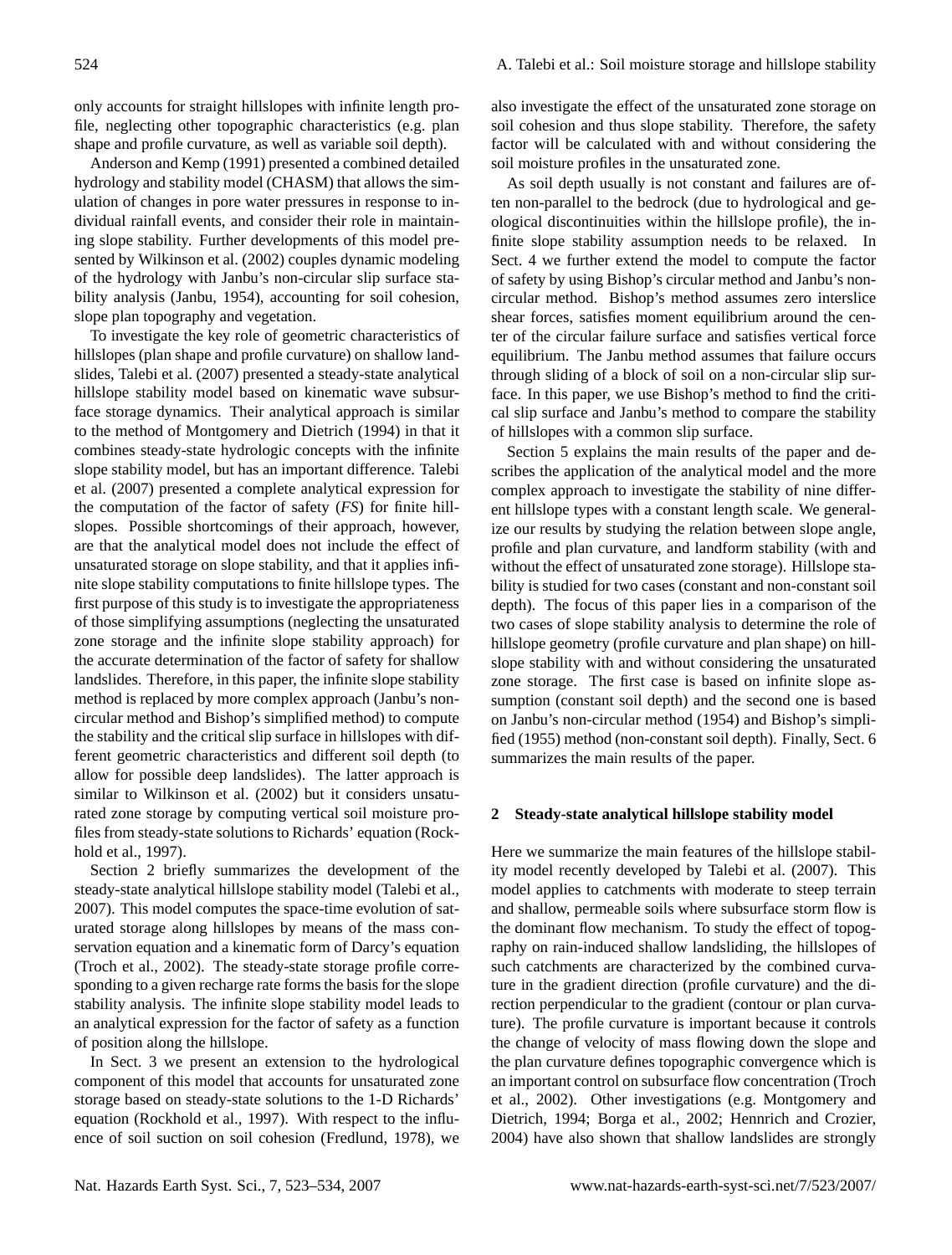only accounts for straight hillslopes with infinite length profile, neglecting other topographic characteristics (e.g. plan shape and profile curvature, as well as variable soil depth).

Anderson and Kemp (1991) presented a combined detailed hydrology and stability model (CHASM) that allows the simulation of changes in pore water pressures in response to individual rainfall events, and consider their role in maintaining slope stability. Further developments of this model presented by Wilkinson et al. (2002) couples dynamic modeling of the hydrology with Janbu's non-circular slip surface stability analysis (Janbu, 1954), accounting for soil cohesion, slope plan topography and vegetation.

To investigate the key role of geometric characteristics of hillslopes (plan shape and profile curvature) on shallow landslides, Talebi et al. (2007) presented a steady-state analytical hillslope stability model based on kinematic wave subsurface storage dynamics. Their analytical approach is similar to the method of Montgomery and Dietrich (1994) in that it combines steady-state hydrologic concepts with the infinite slope stability model, but has an important difference. Talebi et al. (2007) presented a complete analytical expression for the computation of the factor of safety (*FS*) for finite hillslopes. Possible shortcomings of their approach, however, are that the analytical model does not include the effect of unsaturated storage on slope stability, and that it applies infinite slope stability computations to finite hillslope types. The first purpose of this study is to investigate the appropriateness of those simplifying assumptions (neglecting the unsaturated zone storage and the infinite slope stability approach) for the accurate determination of the factor of safety for shallow landslides. Therefore, in this paper, the infinite slope stability method is replaced by more complex approach (Janbu's non-circular method and Bishop's simplified method) to compute the stability and the critical slip surface in hillslopes with different geometric characteristics and different soil depth (to allow for possible deep landslides). The latter approach is similar to Wilkinson et al. (2002) but it considers unsaturated zone storage by computing vertical soil moisture profiles from steady-state solutions to Richards' equation (Rockhold et al., 1997).

Section 2 briefly summarizes the development of the steady-state analytical hillslope stability model (Talebi et al., 2007). This model computes the space-time evolution of saturated storage along hillslopes by means of the mass conservation equation and a kinematic form of Darcy's equation (Troch et al., 2002). The steady-state storage profile corresponding to a given recharge rate forms the basis for the slope stability analysis. The infinite slope stability model leads to an analytical expression for the factor of safety as a function of position along the hillslope.

In Sect. 3 we present an extension to the hydrological component of this model that accounts for unsaturated zone storage based on steady-state solutions to the 1-D Richards' equation (Rockhold et al., 1997). With respect to the influence of soil suction on soil cohesion (Fredlund, 1978), we also investigate the effect of the unsaturated zone storage on soil cohesion and thus slope stability. Therefore, the safety factor will be calculated with and without considering the soil moisture profiles in the unsaturated zone.

As soil depth usually is not constant and failures are often non-parallel to the bedrock (due to hydrological and geological discontinuities within the hillslope profile), the infinite slope stability assumption needs to be relaxed. In Sect. 4 we further extend the model to compute the factor of safety by using Bishop's circular method and Janbu's non-circular method. Bishop's method assumes zero interslice shear forces, satisfies moment equilibrium around the center of the circular failure surface and satisfies vertical force equilibrium. The Janbu method assumes that failure occurs through sliding of a block of soil on a non-circular slip surface. In this paper, we use Bishop's method to find the critical slip surface and Janbu's method to compare the stability of hillslopes with a common slip surface.

Section 5 explains the main results of the paper and describes the application of the analytical model and the more complex approach to investigate the stability of nine different hillslope types with a constant length scale. We generalize our results by studying the relation between slope angle, profile and plan curvature, and landform stability (with and without the effect of unsaturated zone storage). Hillslope stability is studied for two cases (constant and non-constant soil depth). The focus of this paper lies in a comparison of the two cases of slope stability analysis to determine the role of hillslope geometry (profile curvature and plan shape) on hillslope stability with and without considering the unsaturated zone storage. The first case is based on infinite slope assumption (constant soil depth) and the second one is based on Janbu's non-circular method (1954) and Bishop's simplified (1955) method (non-constant soil depth). Finally, Sect. 6 summarizes the main results of the paper.

## 2 Steady-state analytical hillslope stability model

Here we summarize the main features of the hillslope stability model recently developed by Talebi et al. (2007). This model applies to catchments with moderate to steep terrain and shallow, permeable soils where subsurface storm flow is the dominant flow mechanism. To study the effect of topography on rain-induced shallow landsliding, the hillslopes of such catchments are characterized by the combined curvature in the gradient direction (profile curvature) and the direction perpendicular to the gradient (contour or plan curvature). The profile curvature is important because it controls the change of velocity of mass flowing down the slope and the plan curvature defines topographic convergence which is an important control on subsurface flow concentration (Troch et al., 2002). Other investigations (e.g. Montgomery and Dietrich, 1994; Borga et al., 2002; Hennrich and Crozier, 2004) have also shown that shallow landslides are strongly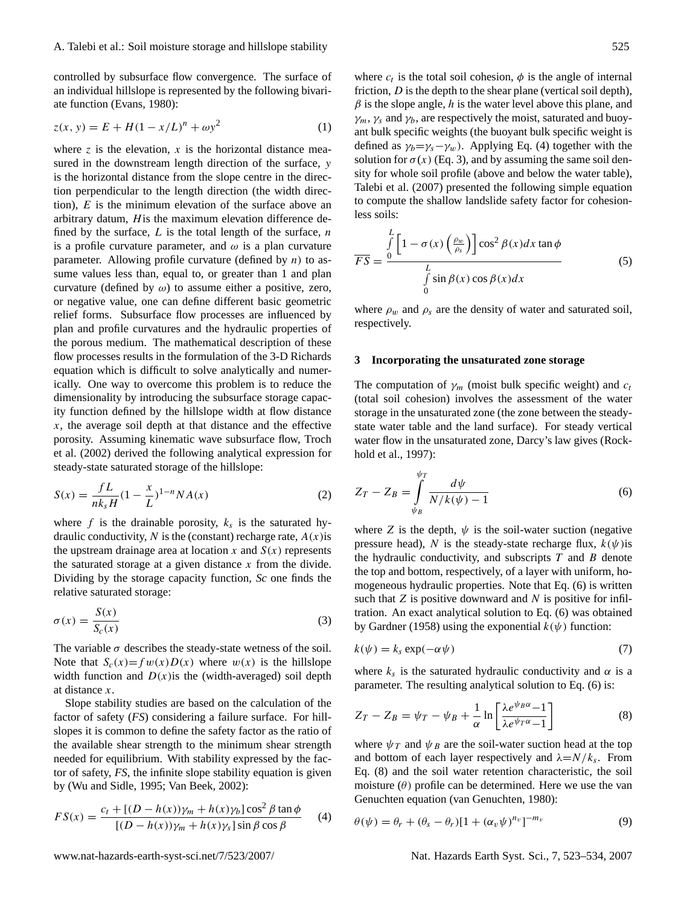controlled by subsurface flow convergence. The surface of an individual hillslope is represented by the following bivariate function (Evans, 1980):

$$z(x, y) = E + H(1 - x/L)^n + \omega y^2 \tag{1}$$

where $z$ is the elevation, $x$ is the horizontal distance measured in the downstream length direction of the surface, $y$ is the horizontal distance from the slope centre in the direction perpendicular to the length direction (the width direction), $E$ is the minimum elevation of the surface above an arbitrary datum, $H$ is the maximum elevation difference defined by the surface, $L$ is the total length of the surface, $n$ is a profile curvature parameter, and $\omega$ is a plan curvature parameter. Allowing profile curvature (defined by $n$) to assume values less than, equal to, or greater than 1 and plan curvature (defined by $\omega$) to assume either a positive, zero, or negative value, one can define different basic geometric relief forms. Subsurface flow processes are influenced by plan and profile curvatures and the hydraulic properties of the porous medium. The mathematical description of these flow processes results in the formulation of the 3-D Richards equation which is difficult to solve analytically and numerically. One way to overcome this problem is to reduce the dimensionality by introducing the subsurface storage capacity function defined by the hillslope width at flow distance $x$, the average soil depth at that distance and the effective porosity. Assuming kinematic wave subsurface flow, Troch et al. (2002) derived the following analytical expression for steady-state saturated storage of the hillslope:

$$S(x) = \frac{fL}{nk_s H}\left(1 - \frac{x}{L}\right)^{1-n} NA(x) \tag{2}$$

where $f$ is the drainable porosity, $k_s$ is the saturated hydraulic conductivity, $N$ is the (constant) recharge rate, $A(x)$ is the upstream drainage area at location $x$ and $S(x)$ represents the saturated storage at a given distance $x$ from the divide. Dividing by the storage capacity function, $Sc$ one finds the relative saturated storage:

$$\sigma(x) = \frac{S(x)}{S_c(x)} \tag{3}$$

The variable $\sigma$ describes the steady-state wetness of the soil. Note that $S_c(x) = fw(x)D(x)$ where $w(x)$ is the hillslope width function and $D(x)$ is the (width-averaged) soil depth at distance $x$.

Slope stability studies are based on the calculation of the factor of safety (*FS*) considering a failure surface. For hillslopes it is common to define the safety factor as the ratio of the available shear strength to the minimum shear strength needed for equilibrium. With stability expressed by the factor of safety, *FS*, the infinite slope stability equation is given by (Wu and Sidle, 1995; Van Beek, 2002):

$$FS(x) = \frac{c_t + [(D - h(x))\gamma_m + h(x)\gamma_b]\cos^2\beta\tan\phi}{[(D - h(x))\gamma_m + h(x)\gamma_s]\sin\beta\cos\beta} \tag{4}$$

where $c_t$ is the total soil cohesion, $\phi$ is the angle of internal friction, $D$ is the depth to the shear plane (vertical soil depth), $\beta$ is the slope angle, $h$ is the water level above this plane, and $\gamma_m$, $\gamma_s$ and $\gamma_b$, are respectively the moist, saturated and buoyant bulk specific weights (the buoyant bulk specific weight is defined as $\gamma_b = \gamma_s - \gamma_w$). Applying Eq. (4) together with the solution for $\sigma(x)$ (Eq. 3), and by assuming the same soil density for whole soil profile (above and below the water table), Talebi et al. (2007) presented the following simple equation to compute the shallow landslide safety factor for cohesionless soils:

$$\overline{FS} = \frac{\int_0^L \left[1 - \sigma(x)\left(\frac{\rho_w}{\rho_s}\right)\right]\cos^2\beta(x)dx\tan\phi}{\int_0^L \sin\beta(x)\cos\beta(x)dx} \tag{5}$$

where $\rho_w$ and $\rho_s$ are the density of water and saturated soil, respectively.

## 3 Incorporating the unsaturated zone storage

The computation of $\gamma_m$ (moist bulk specific weight) and $c_t$ (total soil cohesion) involves the assessment of the water storage in the unsaturated zone (the zone between the steady-state water table and the land surface). For steady vertical water flow in the unsaturated zone, Darcy's law gives (Rockhold et al., 1997):

$$Z_T - Z_B = \int_{\psi_B}^{\psi_T} \frac{d\psi}{N/k(\psi) - 1} \tag{6}$$

where $Z$ is the depth, $\psi$ is the soil-water suction (negative pressure head), $N$ is the steady-state recharge flux, $k(\psi)$ is the hydraulic conductivity, and subscripts $T$ and $B$ denote the top and bottom, respectively, of a layer with uniform, homogeneous hydraulic properties. Note that Eq. (6) is written such that $Z$ is positive downward and $N$ is positive for infiltration. An exact analytical solution to Eq. (6) was obtained by Gardner (1958) using the exponential $k(\psi)$ function:

$$k(\psi) = k_s \exp(-\alpha\psi) \tag{7}$$

where $k_s$ is the saturated hydraulic conductivity and $\alpha$ is a parameter. The resulting analytical solution to Eq. (6) is:

$$Z_T - Z_B = \psi_T - \psi_B + \frac{1}{\alpha}\ln\left[\frac{\lambda e^{\psi_B \alpha} - 1}{\lambda e^{\psi_T \alpha} - 1}\right] \tag{8}$$

where $\psi_T$ and $\psi_B$ are the soil-water suction head at the top and bottom of each layer respectively and $\lambda = N/k_s$. From Eq. (8) and the soil water retention characteristic, the soil moisture ($\theta$) profile can be determined. Here we use the van Genuchten equation (van Genuchten, 1980):

$$\theta(\psi) = \theta_r + (\theta_s - \theta_r)[1 + (\alpha_v\psi)^{n_v}]^{-m_v} \tag{9}$$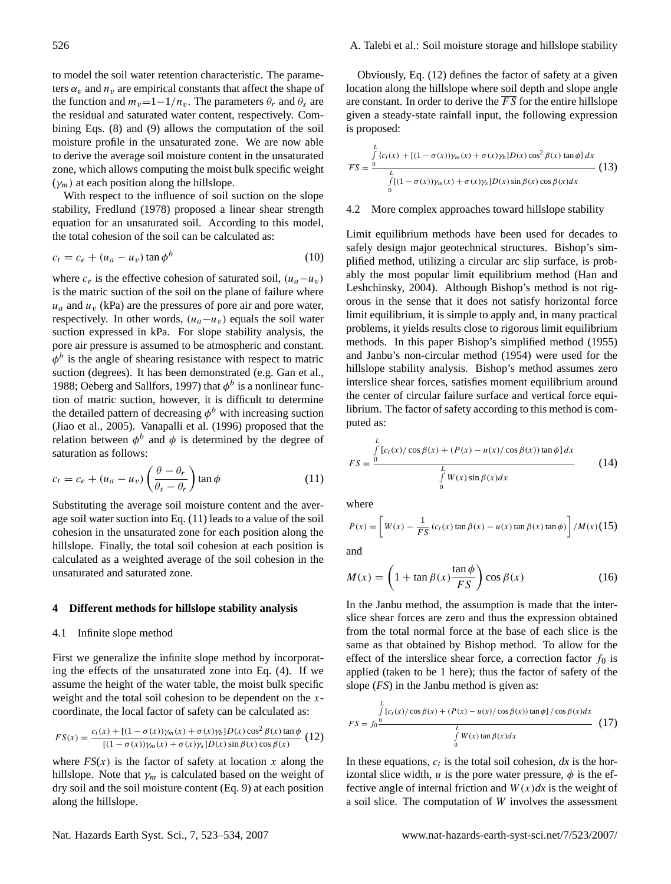to model the soil water retention characteristic. The parameters $\alpha_v$ and $n_v$ are empirical constants that affect the shape of the function and $m_v$=1−1/$n_v$. The parameters $\theta_r$ and $\theta_s$ are the residual and saturated water content, respectively. Combining Eqs. (8) and (9) allows the computation of the soil moisture profile in the unsaturated zone. We are now able to derive the average soil moisture content in the unsaturated zone, which allows computing the moist bulk specific weight ($\gamma_m$) at each position along the hillslope.

With respect to the influence of soil suction on the slope stability, Fredlund (1978) proposed a linear shear strength equation for an unsaturated soil. According to this model, the total cohesion of the soil can be calculated as:

$$c_t = c_e + (u_a - u_v) \tan \phi^b \tag{10}$$

where $c_e$ is the effective cohesion of saturated soil, $(u_a - u_v)$ is the matric suction of the soil on the plane of failure where $u_a$ and $u_v$ (kPa) are the pressures of pore air and pore water, respectively. In other words, $(u_a - u_v)$ equals the soil water suction expressed in kPa. For slope stability analysis, the pore air pressure is assumed to be atmospheric and constant. $\phi^b$ is the angle of shearing resistance with respect to matric suction (degrees). It has been demonstrated (e.g. Gan et al., 1988; Oeberg and Sallfors, 1997) that $\phi^b$ is a nonlinear function of matric suction, however, it is difficult to determine the detailed pattern of decreasing $\phi^b$ with increasing suction (Jiao et al., 2005). Vanapalli et al. (1996) proposed that the relation between $\phi^b$ and $\phi$ is determined by the degree of saturation as follows:

$$c_t = c_e + (u_a - u_v) \left( \frac{\theta - \theta_r}{\theta_s - \theta_r} \right) \tan \phi \tag{11}$$

Substituting the average soil moisture content and the average soil water suction into Eq. (11) leads to a value of the soil cohesion in the unsaturated zone for each position along the hillslope. Finally, the total soil cohesion at each position is calculated as a weighted average of the soil cohesion in the unsaturated and saturated zone.

## 4 Different methods for hillslope stability analysis

### 4.1 Infinite slope method

First we generalize the infinite slope method by incorporating the effects of the unsaturated zone into Eq. (4). If we assume the height of the water table, the moist bulk specific weight and the total soil cohesion to be dependent on the $x$-coordinate, the local factor of safety can be calculated as:

$$FS(x) = \frac{c_t(x) + [(1 - \sigma(x))\gamma_m(x) + \sigma(x)\gamma_b] D(x) \cos^2 \beta(x) \tan \phi}{[(1 - \sigma(x))\gamma_m(x) + \sigma(x)\gamma_s] D(x) \sin \beta(x) \cos \beta(x)} \tag{12}$$

where $FS(x)$ is the factor of safety at location $x$ along the hillslope. Note that $\gamma_m$ is calculated based on the weight of dry soil and the soil moisture content (Eq. 9) at each position along the hillslope.

Obviously, Eq. (12) defines the factor of safety at a given location along the hillslope where soil depth and slope angle are constant. In order to derive the $\overline{FS}$ for the entire hillslope given a steady-state rainfall input, the following expression is proposed:

$$\overline{FS} = \frac{\int_0^L \{c_t(x) + [(1 - \sigma(x))\gamma_m(x) + \sigma(x)\gamma_b] D(x) \cos^2 \beta(x) \tan \phi\} \, dx}{\int_0^L [(1 - \sigma(x))\gamma_m(x) + \sigma(x)\gamma_s] D(x) \sin \beta(x) \cos \beta(x) dx} \tag{13}$$

### 4.2 More complex approaches toward hillslope stability

Limit equilibrium methods have been used for decades to safely design major geotechnical structures. Bishop's simplified method, utilizing a circular arc slip surface, is probably the most popular limit equilibrium method (Han and Leshchinsky, 2004). Although Bishop's method is not rigorous in the sense that it does not satisfy horizontal force limit equilibrium, it is simple to apply and, in many practical problems, it yields results close to rigorous limit equilibrium methods. In this paper Bishop's simplified method (1955) and Janbu's non-circular method (1954) were used for the hillslope stability analysis. Bishop's method assumes zero interslice shear forces, satisfies moment equilibrium around the center of circular failure surface and vertical force equilibrium. The factor of safety according to this method is computed as:

$$FS = \frac{\int_0^L [c_t(x)/\cos \beta(x) + (P(x) - u(x)/\cos \beta(x)) \tan \phi] \, dx}{\int_0^L W(x) \sin \beta(x) dx} \tag{14}$$

where

$$P(x) = \left[ W(x) - \frac{1}{FS} \left( c_t(x) \tan \beta(x) - u(x) \tan \beta(x) \tan \phi \right) \right] / M(x) \tag{15}$$

and

$$M(x) = \left( 1 + \tan \beta(x) \frac{\tan \phi}{FS} \right) \cos \beta(x) \tag{16}$$

In the Janbu method, the assumption is made that the interslice shear forces are zero and thus the expression obtained from the total normal force at the base of each slice is the same as that obtained by Bishop method. To allow for the effect of the interslice shear force, a correction factor $f_0$ is applied (taken to be 1 here); thus the factor of safety of the slope ($FS$) in the Janbu method is given as:

$$FS = f_0 \frac{\int_0^L [c_t(x)/\cos \beta(x) + (P(x) - u(x)/\cos \beta(x)) \tan \phi] / \cos \beta(x) dx}{\int_0^L W(x) \tan \beta(x) dx} \tag{17}$$

In these equations, $c_t$ is the total soil cohesion, $dx$ is the horizontal slice width, $u$ is the pore water pressure, $\phi$ is the effective angle of internal friction and $W(x)dx$ is the weight of a soil slice. The computation of $W$ involves the assessment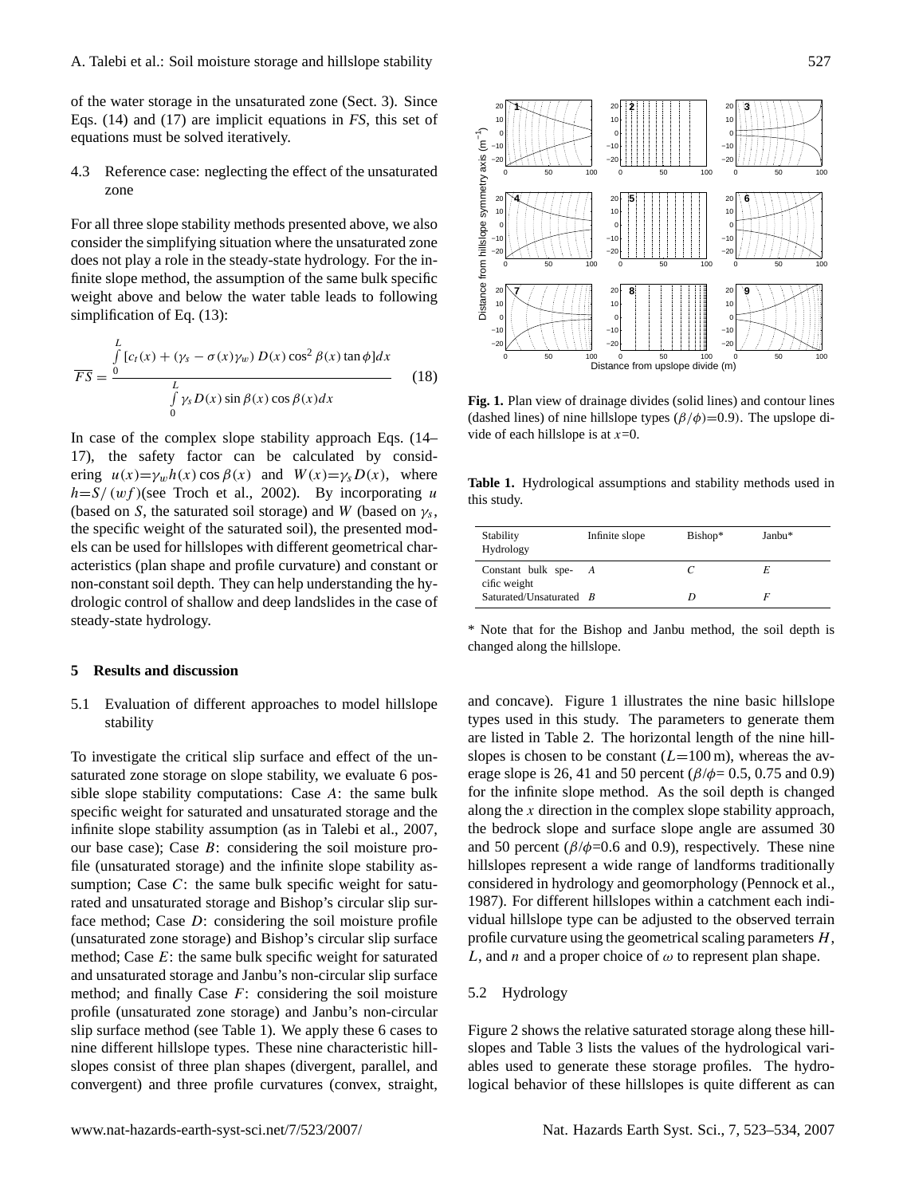of the water storage in the unsaturated zone (Sect. 3). Since Eqs. (14) and (17) are implicit equations in *FS*, this set of equations must be solved iteratively.

### 4.3 Reference case: neglecting the effect of the unsaturated zone

For all three slope stability methods presented above, we also consider the simplifying situation where the unsaturated zone does not play a role in the steady-state hydrology. For the infinite slope method, the assumption of the same bulk specific weight above and below the water table leads to following simplification of Eq. (13):

$$\overline{FS} = \frac{\int_0^L [c_t(x) + (\gamma_s - \sigma(x)\gamma_w)\, D(x) \cos^2\beta(x) \tan\phi] dx}{\int_0^L \gamma_s D(x) \sin\beta(x) \cos\beta(x) dx} \tag{18}$$

In case of the complex slope stability approach Eqs. (14–17), the safety factor can be calculated by considering $u(x){=}\gamma_w h(x)\cos\beta(x)$ and $W(x){=}\gamma_s D(x)$, where $h{=}S/(wf)$(see Troch et al., 2002). By incorporating $u$ (based on $S$, the saturated soil storage) and $W$ (based on $\gamma_s$, the specific weight of the saturated soil), the presented models can be used for hillslopes with different geometrical characteristics (plan shape and profile curvature) and constant or non-constant soil depth. They can help understanding the hydrologic control of shallow and deep landslides in the case of steady-state hydrology.

## 5 Results and discussion

### 5.1 Evaluation of different approaches to model hillslope stability

To investigate the critical slip surface and effect of the unsaturated zone storage on slope stability, we evaluate 6 possible slope stability computations: Case $A$: the same bulk specific weight for saturated and unsaturated storage and the infinite slope stability assumption (as in Talebi et al., 2007, our base case); Case $B$: considering the soil moisture profile (unsaturated storage) and the infinite slope stability assumption; Case $C$: the same bulk specific weight for saturated and unsaturated storage and Bishop's circular slip surface method; Case $D$: considering the soil moisture profile (unsaturated zone storage) and Bishop's circular slip surface method; Case $E$: the same bulk specific weight for saturated and unsaturated storage and Janbu's non-circular slip surface method; and finally Case $F$: considering the soil moisture profile (unsaturated zone storage) and Janbu's non-circular slip surface method (see Table 1). We apply these 6 cases to nine different hillslope types. These nine characteristic hillslopes consist of three plan shapes (divergent, parallel, and convergent) and three profile curvatures (convex, straight, and concave). Figure 1 illustrates the nine basic hillslope types used in this study. The parameters to generate them are listed in Table 2. The horizontal length of the nine hillslopes is chosen to be constant ($L$=100 m), whereas the average slope is 26, 41 and 50 percent ($\beta/\phi$= 0.5, 0.75 and 0.9) for the infinite slope method. As the soil depth is changed along the $x$ direction in the complex slope stability approach, the bedrock slope and surface slope angle are assumed 30 and 50 percent ($\beta/\phi$=0.6 and 0.9), respectively. These nine hillslopes represent a wide range of landforms traditionally considered in hydrology and geomorphology (Pennock et al., 1987). For different hillslopes within a catchment each individual hillslope type can be adjusted to the observed terrain profile curvature using the geometrical scaling parameters $H$, $L$, and $n$ and a proper choice of $\omega$ to represent plan shape.

**Fig. 1.** Plan view of drainage divides (solid lines) and contour lines (dashed lines) of nine hillslope types ($\beta/\phi$)=0.9). The upslope divide of each hillslope is at $x$=0.

**Table 1.** Hydrological assumptions and stability methods used in this study.

| Stability / Hydrology | Infinite slope | Bishop* | Janbu* |
|---|---|---|---|
| Constant bulk specific weight | *A* | *C* | *E* |
| Saturated/Unsaturated | *B* | *D* | *F* |

\* Note that for the Bishop and Janbu method, the soil depth is changed along the hillslope.

### 5.2 Hydrology

Figure 2 shows the relative saturated storage along these hillslopes and Table 3 lists the values of the hydrological variables used to generate these storage profiles. The hydrological behavior of these hillslopes is quite different as can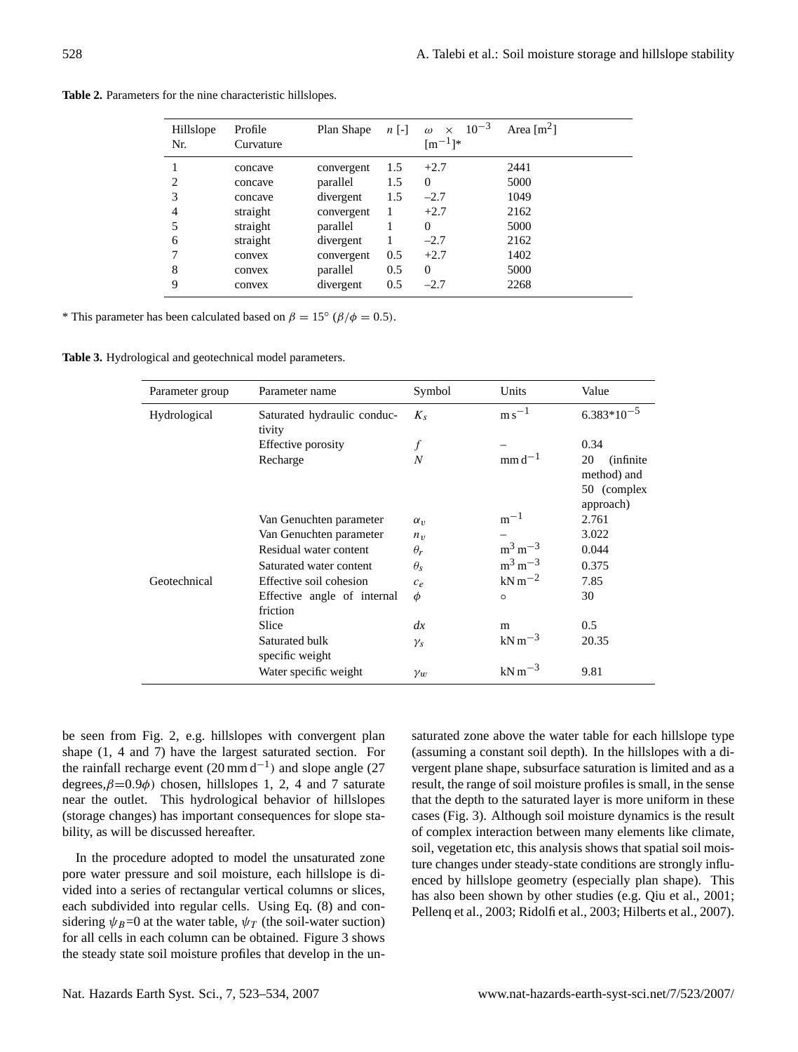**Table 2.** Parameters for the nine characteristic hillslopes.

| Hillslope Nr. | Profile Curvature | Plan Shape | $n$ [-] | $\omega \times 10^{-3}$ [$m^{-1}$]* | Area [$m^2$] |
|---|---|---|---|---|---|
| 1 | concave | convergent | 1.5 | +2.7 | 2441 |
| 2 | concave | parallel | 1.5 | 0 | 5000 |
| 3 | concave | divergent | 1.5 | –2.7 | 1049 |
| 4 | straight | convergent | 1 | +2.7 | 2162 |
| 5 | straight | parallel | 1 | 0 | 5000 |
| 6 | straight | divergent | 1 | –2.7 | 2162 |
| 7 | convex | convergent | 0.5 | +2.7 | 1402 |
| 8 | convex | parallel | 0.5 | 0 | 5000 |
| 9 | convex | divergent | 0.5 | –2.7 | 2268 |

* This parameter has been calculated based on $\beta = 15°$ ($\beta/\phi = 0.5$).

**Table 3.** Hydrological and geotechnical model parameters.

| Parameter group | Parameter name | Symbol | Units | Value |
|---|---|---|---|---|
| Hydrological | Saturated hydraulic conductivity | $K_s$ | $m\,s^{-1}$ | $6.383*10^{-5}$ |
| | Effective porosity | $f$ | – | 0.34 |
| | Recharge | $N$ | $mm\,d^{-1}$ | 20 (infinite method) and 50 (complex approach) |
| | Van Genuchten parameter | $\alpha_v$ | $m^{-1}$ | 2.761 |
| | Van Genuchten parameter | $n_v$ | – | 3.022 |
| | Residual water content | $\theta_r$ | $m^3\,m^{-3}$ | 0.044 |
| | Saturated water content | $\theta_s$ | $m^3\,m^{-3}$ | 0.375 |
| Geotechnical | Effective soil cohesion | $c_e$ | $kN\,m^{-2}$ | 7.85 |
| | Effective angle of internal friction | $\phi$ | ° | 30 |
| | Slice | $dx$ | m | 0.5 |
| | Saturated bulk specific weight | $\gamma_s$ | $kN\,m^{-3}$ | 20.35 |
| | Water specific weight | $\gamma_w$ | $kN\,m^{-3}$ | 9.81 |

be seen from Fig. 2, e.g. hillslopes with convergent plan shape (1, 4 and 7) have the largest saturated section. For the rainfall recharge event (20 mm $d^{-1}$) and slope angle (27 degrees, $\beta$=0.9$\phi$) chosen, hillslopes 1, 2, 4 and 7 saturate near the outlet. This hydrological behavior of hillslopes (storage changes) has important consequences for slope stability, as will be discussed hereafter.

In the procedure adopted to model the unsaturated zone pore water pressure and soil moisture, each hillslope is divided into a series of rectangular vertical columns or slices, each subdivided into regular cells. Using Eq. (8) and considering $\psi_B$=0 at the water table, $\psi_T$ (the soil-water suction) for all cells in each column can be obtained. Figure 3 shows the steady state soil moisture profiles that develop in the unsaturated zone above the water table for each hillslope type (assuming a constant soil depth). In the hillslopes with a divergent plane shape, subsurface saturation is limited and as a result, the range of soil moisture profiles is small, in the sense that the depth to the saturated layer is more uniform in these cases (Fig. 3). Although soil moisture dynamics is the result of complex interaction between many elements like climate, soil, vegetation etc, this analysis shows that spatial soil moisture changes under steady-state conditions are strongly influenced by hillslope geometry (especially plan shape). This has also been shown by other studies (e.g. Qiu et al., 2001; Pellenq et al., 2003; Ridolfi et al., 2003; Hilberts et al., 2007).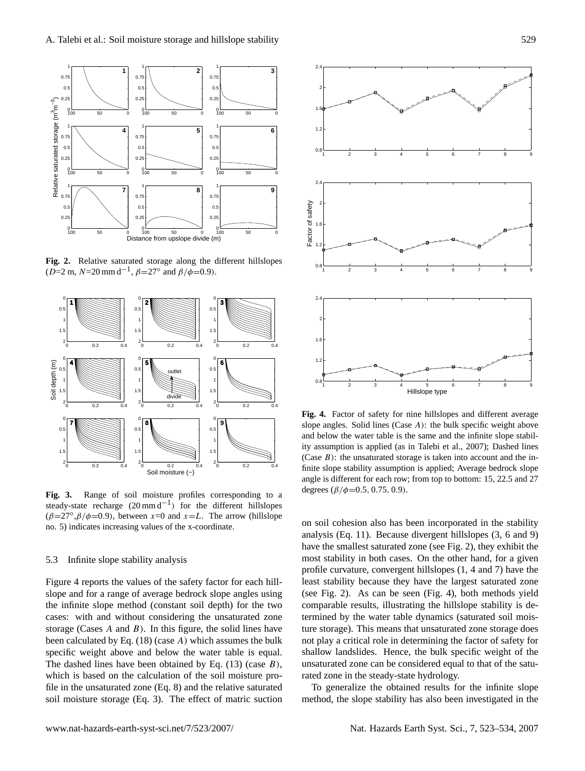**Fig. 2.** Relative saturated storage along the different hillslopes ($D$=2 m, $N$=20 mm d$^{-1}$, $\beta$=27° and $\beta/\phi$=0.9).

**Fig. 3.** Range of soil moisture profiles corresponding to a steady-state recharge (20 mm d$^{-1}$) for the different hillslopes ($\beta$=27°,$\beta/\phi$=0.9), between $x$=0 and $x$=$L$. The arrow (hillslope no. 5) indicates increasing values of the x-coordinate.

### 5.3 Infinite slope stability analysis

Figure 4 reports the values of the safety factor for each hillslope and for a range of average bedrock slope angles using the infinite slope method (constant soil depth) for the two cases: with and without considering the unsaturated zone storage (Cases $A$ and $B$). In this figure, the solid lines have been calculated by Eq. (18) (case $A$) which assumes the bulk specific weight above and below the water table is equal. The dashed lines have been obtained by Eq. (13) (case $B$), which is based on the calculation of the soil moisture profile in the unsaturated zone (Eq. 8) and the relative saturated soil moisture storage (Eq. 3). The effect of matric suction on soil cohesion also has been incorporated in the stability analysis (Eq. 11). Because divergent hillslopes (3, 6 and 9) have the smallest saturated zone (see Fig. 2), they exhibit the most stability in both cases. On the other hand, for a given profile curvature, convergent hillslopes (1, 4 and 7) have the least stability because they have the largest saturated zone (see Fig. 2). As can be seen (Fig. 4), both methods yield comparable results, illustrating the hillslope stability is determined by the water table dynamics (saturated soil moisture storage). This means that unsaturated zone storage does not play a critical role in determining the factor of safety for shallow landslides. Hence, the bulk specific weight of the unsaturated zone can be considered equal to that of the saturated zone in the steady-state hydrology.

**Fig. 4.** Factor of safety for nine hillslopes and different average slope angles. Solid lines (Case $A$): the bulk specific weight above and below the water table is the same and the infinite slope stability assumption is applied (as in Talebi et al., 2007); Dashed lines (Case $B$): the unsaturated storage is taken into account and the infinite slope stability assumption is applied; Average bedrock slope angle is different for each row; from top to bottom: 15, 22.5 and 27 degrees ($\beta/\phi$=0.5, 0.75, 0.9).

To generalize the obtained results for the infinite slope method, the slope stability has also been investigated in the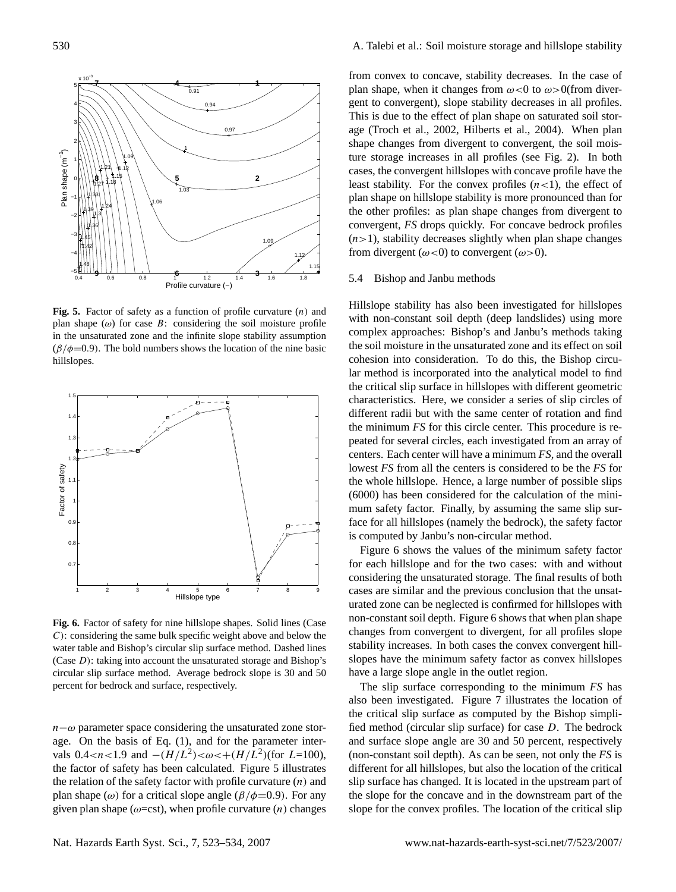**Fig. 5.** Factor of safety as a function of profile curvature ($n$) and plan shape ($\omega$) for case $B$: considering the soil moisture profile in the unsaturated zone and the infinite slope stability assumption ($\beta/\phi$=0.9). The bold numbers shows the location of the nine basic hillslopes.

**Fig. 6.** Factor of safety for nine hillslope shapes. Solid lines (Case $C$): considering the same bulk specific weight above and below the water table and Bishop's circular slip surface method. Dashed lines (Case $D$): taking into account the unsaturated storage and Bishop's circular slip surface method. Average bedrock slope is 30 and 50 percent for bedrock and surface, respectively.

$n-\omega$ parameter space considering the unsaturated zone storage. On the basis of Eq. (1), and for the parameter intervals $0.4<n<1.9$ and $-(H/L^2)<\omega<+(H/L^2)$(for $L$=100), the factor of safety has been calculated. Figure 5 illustrates the relation of the safety factor with profile curvature ($n$) and plan shape ($\omega$) for a critical slope angle ($\beta/\phi$=0.9). For any given plan shape ($\omega$=cst), when profile curvature ($n$) changes from convex to concave, stability decreases. In the case of plan shape, when it changes from $\omega<0$ to $\omega>0$(from divergent to convergent), slope stability decreases in all profiles. This is due to the effect of plan shape on saturated soil storage (Troch et al., 2002, Hilberts et al., 2004). When plan shape changes from divergent to convergent, the soil moisture storage increases in all profiles (see Fig. 2). In both cases, the convergent hillslopes with concave profile have the least stability. For the convex profiles ($n<1$), the effect of plan shape on hillslope stability is more pronounced than for the other profiles: as plan shape changes from divergent to convergent, $FS$ drops quickly. For concave bedrock profiles ($n>1$), stability decreases slightly when plan shape changes from divergent ($\omega<0$) to convergent ($\omega>0$).

### 5.4 Bishop and Janbu methods

Hillslope stability has also been investigated for hillslopes with non-constant soil depth (deep landslides) using more complex approaches: Bishop's and Janbu's methods taking the soil moisture in the unsaturated zone and its effect on soil cohesion into consideration. To do this, the Bishop circular method is incorporated into the analytical model to find the critical slip surface in hillslopes with different geometric characteristics. Here, we consider a series of slip circles of different radii but with the same center of rotation and find the minimum $FS$ for this circle center. This procedure is repeated for several circles, each investigated from an array of centers. Each center will have a minimum $FS$, and the overall lowest $FS$ from all the centers is considered to be the $FS$ for the whole hillslope. Hence, a large number of possible slips (6000) has been considered for the calculation of the minimum safety factor. Finally, by assuming the same slip surface for all hillslopes (namely the bedrock), the safety factor is computed by Janbu's non-circular method.

Figure 6 shows the values of the minimum safety factor for each hillslope and for the two cases: with and without considering the unsaturated storage. The final results of both cases are similar and the previous conclusion that the unsaturated zone can be neglected is confirmed for hillslopes with non-constant soil depth. Figure 6 shows that when plan shape changes from convergent to divergent, for all profiles slope stability increases. In both cases the convex convergent hillslopes have the minimum safety factor as convex hillslopes have a large slope angle in the outlet region.

The slip surface corresponding to the minimum $FS$ has also been investigated. Figure 7 illustrates the location of the critical slip surface as computed by the Bishop simplified method (circular slip surface) for case $D$. The bedrock and surface slope angle are 30 and 50 percent, respectively (non-constant soil depth). As can be seen, not only the $FS$ is different for all hillslopes, but also the location of the critical slip surface has changed. It is located in the upstream part of the slope for the concave and in the downstream part of the slope for the convex profiles. The location of the critical slip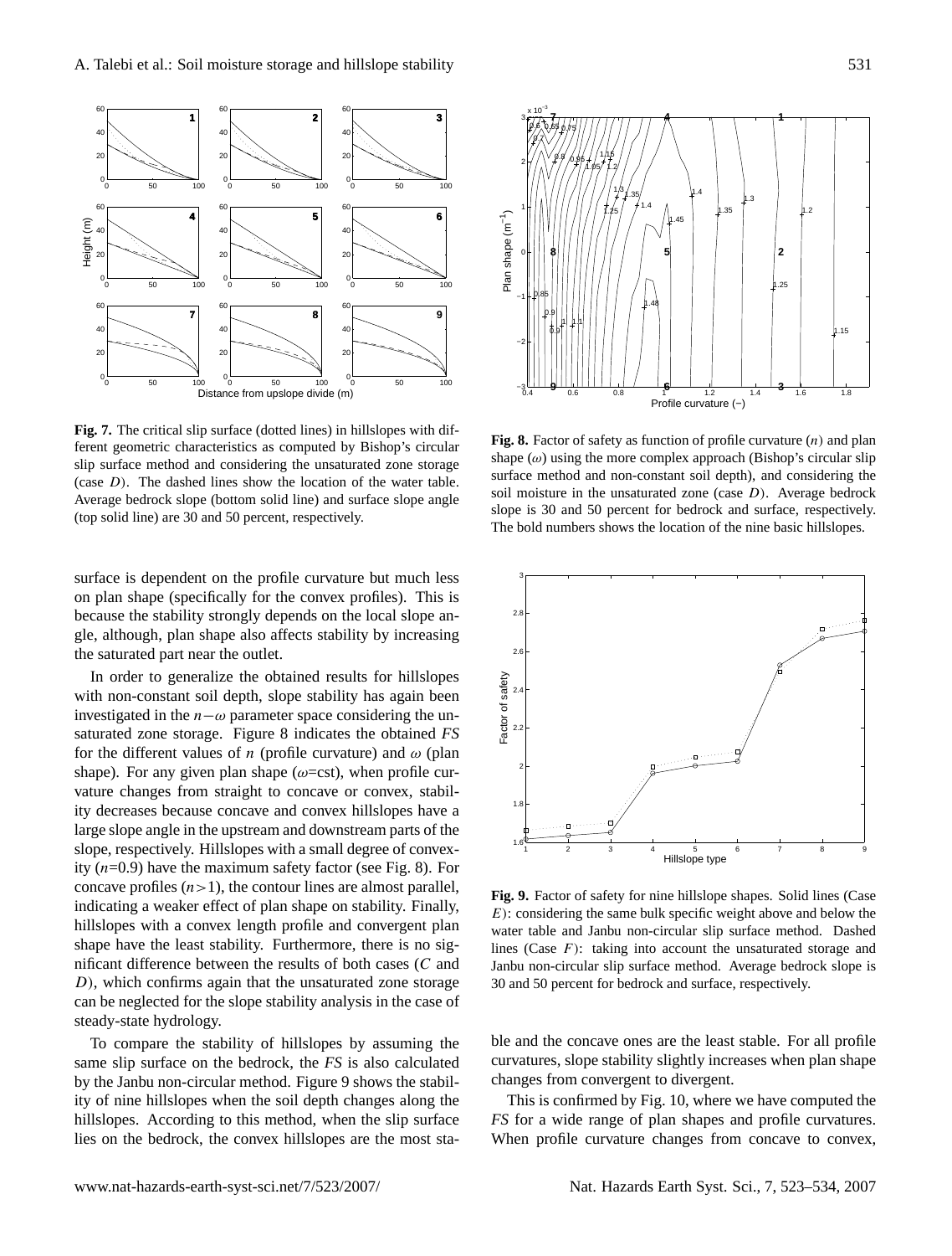**Fig. 7.** The critical slip surface (dotted lines) in hillslopes with different geometric characteristics as computed by Bishop's circular slip surface method and considering the unsaturated zone storage (case $D$). The dashed lines show the location of the water table. Average bedrock slope (bottom solid line) and surface slope angle (top solid line) are 30 and 50 percent, respectively.

**Fig. 8.** Factor of safety as function of profile curvature ($n$) and plan shape ($\omega$) using the more complex approach (Bishop's circular slip surface method and non-constant soil depth), and considering the soil moisture in the unsaturated zone (case $D$). Average bedrock slope is 30 and 50 percent for bedrock and surface, respectively. The bold numbers shows the location of the nine basic hillslopes.

surface is dependent on the profile curvature but much less on plan shape (specifically for the convex profiles). This is because the stability strongly depends on the local slope angle, although, plan shape also affects stability by increasing the saturated part near the outlet.

In order to generalize the obtained results for hillslopes with non-constant soil depth, slope stability has again been investigated in the $n-\omega$ parameter space considering the unsaturated zone storage. Figure 8 indicates the obtained *FS* for the different values of $n$ (profile curvature) and $\omega$ (plan shape). For any given plan shape ($\omega$=cst), when profile curvature changes from straight to concave or convex, stability decreases because concave and convex hillslopes have a large slope angle in the upstream and downstream parts of the slope, respectively. Hillslopes with a small degree of convexity ($n$=0.9) have the maximum safety factor (see Fig. 8). For concave profiles ($n>1$), the contour lines are almost parallel, indicating a weaker effect of plan shape on stability. Finally, hillslopes with a convex length profile and convergent plan shape have the least stability. Furthermore, there is no significant difference between the results of both cases ($C$ and $D$), which confirms again that the unsaturated zone storage can be neglected for the slope stability analysis in the case of steady-state hydrology.

To compare the stability of hillslopes by assuming the same slip surface on the bedrock, the *FS* is also calculated by the Janbu non-circular method. Figure 9 shows the stability of nine hillslopes when the soil depth changes along the hillslopes. According to this method, when the slip surface lies on the bedrock, the convex hillslopes are the most stable and the concave ones are the least stable. For all profile curvatures, slope stability slightly increases when plan shape changes from convergent to divergent.

**Fig. 9.** Factor of safety for nine hillslope shapes. Solid lines (Case $E$): considering the same bulk specific weight above and below the water table and Janbu non-circular slip surface method. Dashed lines (Case $F$): taking into account the unsaturated storage and Janbu non-circular slip surface method. Average bedrock slope is 30 and 50 percent for bedrock and surface, respectively.

This is confirmed by Fig. 10, where we have computed the *FS* for a wide range of plan shapes and profile curvatures. When profile curvature changes from concave to convex,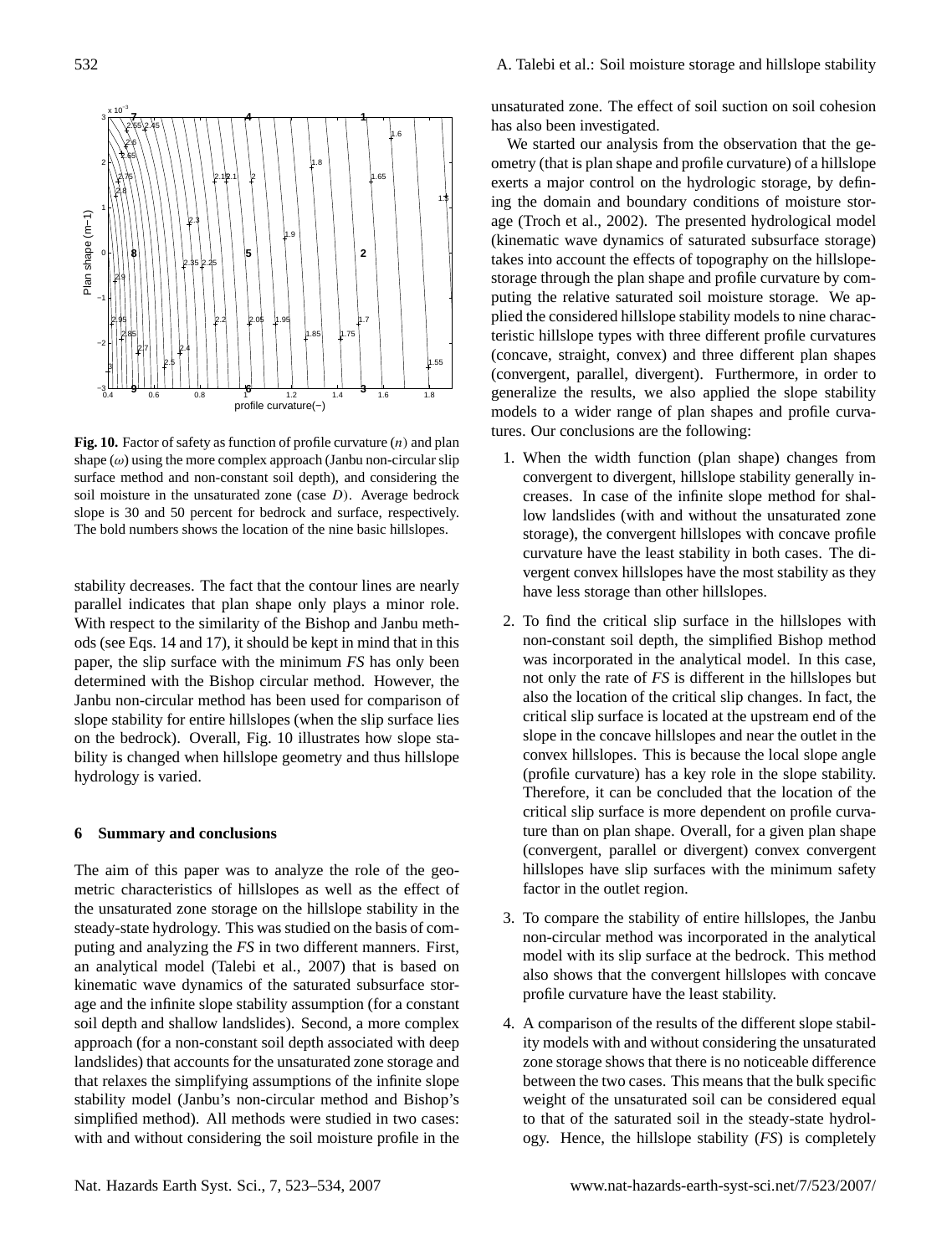x 10^-3

3

2

1

0

−1

−2

−3

Plan shape (m−1)

0.4 0.6 0.8 1 1.2 1.4 1.6 1.8

profile curvature(−)

7 4 1

8 5 2

9 6 3

2.55 2.45 2.6 2.65 2.75 2.8 2.15 2.1 2 1.8 1.65 1.6 1.5 2.3 1.9 2.35 2.25 2.9 2.95 2.2 2.05 1.95 1.7 2.85 1.85 1.75 2.7 2.4 3 2.5 1.55

**Fig. 10.** Factor of safety as function of profile curvature ($n$) and plan shape ($\omega$) using the more complex approach (Janbu non-circular slip surface method and non-constant soil depth), and considering the soil moisture in the unsaturated zone (case $D$). Average bedrock slope is 30 and 50 percent for bedrock and surface, respectively. The bold numbers shows the location of the nine basic hillslopes.

stability decreases. The fact that the contour lines are nearly parallel indicates that plan shape only plays a minor role. With respect to the similarity of the Bishop and Janbu methods (see Eqs. 14 and 17), it should be kept in mind that in this paper, the slip surface with the minimum *FS* has only been determined with the Bishop circular method. However, the Janbu non-circular method has been used for comparison of slope stability for entire hillslopes (when the slip surface lies on the bedrock). Overall, Fig. 10 illustrates how slope stability is changed when hillslope geometry and thus hillslope hydrology is varied.

## 6 Summary and conclusions

The aim of this paper was to analyze the role of the geometric characteristics of hillslopes as well as the effect of the unsaturated zone storage on the hillslope stability in the steady-state hydrology. This was studied on the basis of computing and analyzing the *FS* in two different manners. First, an analytical model (Talebi et al., 2007) that is based on kinematic wave dynamics of the saturated subsurface storage and the infinite slope stability assumption (for a constant soil depth and shallow landslides). Second, a more complex approach (for a non-constant soil depth associated with deep landslides) that accounts for the unsaturated zone storage and that relaxes the simplifying assumptions of the infinite slope stability model (Janbu's non-circular method and Bishop's simplified method). All methods were studied in two cases: with and without considering the soil moisture profile in the unsaturated zone. The effect of soil suction on soil cohesion has also been investigated.

We started our analysis from the observation that the geometry (that is plan shape and profile curvature) of a hillslope exerts a major control on the hydrologic storage, by defining the domain and boundary conditions of moisture storage (Troch et al., 2002). The presented hydrological model (kinematic wave dynamics of saturated subsurface storage) takes into account the effects of topography on the hillslope-storage through the plan shape and profile curvature by computing the relative saturated soil moisture storage. We applied the considered hillslope stability models to nine characteristic hillslope types with three different profile curvatures (concave, straight, convex) and three different plan shapes (convergent, parallel, divergent). Furthermore, in order to generalize the results, we also applied the slope stability models to a wider range of plan shapes and profile curvatures. Our conclusions are the following:

1. When the width function (plan shape) changes from convergent to divergent, hillslope stability generally increases. In case of the infinite slope method for shallow landslides (with and without the unsaturated zone storage), the convergent hillslopes with concave profile curvature have the least stability in both cases. The divergent convex hillslopes have the most stability as they have less storage than other hillslopes.

2. To find the critical slip surface in the hillslopes with non-constant soil depth, the simplified Bishop method was incorporated in the analytical model. In this case, not only the rate of *FS* is different in the hillslopes but also the location of the critical slip changes. In fact, the critical slip surface is located at the upstream end of the slope in the concave hillslopes and near the outlet in the convex hillslopes. This is because the local slope angle (profile curvature) has a key role in the slope stability. Therefore, it can be concluded that the location of the critical slip surface is more dependent on profile curvature than on plan shape. Overall, for a given plan shape (convergent, parallel or divergent) convex convergent hillslopes have slip surfaces with the minimum safety factor in the outlet region.

3. To compare the stability of entire hillslopes, the Janbu non-circular method was incorporated in the analytical model with its slip surface at the bedrock. This method also shows that the convergent hillslopes with concave profile curvature have the least stability.

4. A comparison of the results of the different slope stability models with and without considering the unsaturated zone storage shows that there is no noticeable difference between the two cases. This means that the bulk specific weight of the unsaturated soil can be considered equal to that of the saturated soil in the steady-state hydrology. Hence, the hillslope stability (*FS*) is completely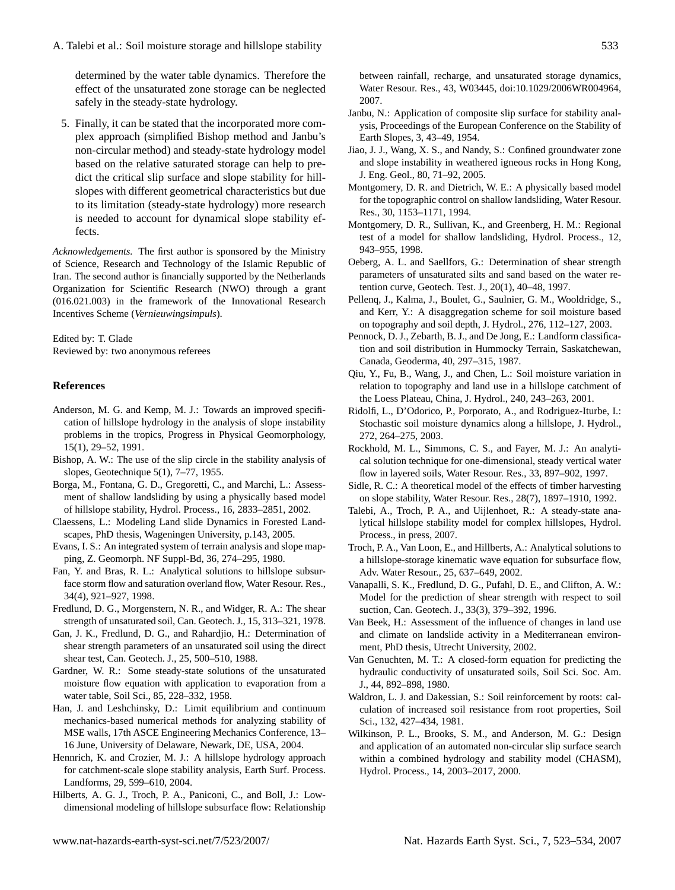determined by the water table dynamics. Therefore the effect of the unsaturated zone storage can be neglected safely in the steady-state hydrology.

5. Finally, it can be stated that the incorporated more complex approach (simplified Bishop method and Janbu's non-circular method) and steady-state hydrology model based on the relative saturated storage can help to predict the critical slip surface and slope stability for hillslopes with different geometrical characteristics but due to its limitation (steady-state hydrology) more research is needed to account for dynamical slope stability effects.

*Acknowledgements.* The first author is sponsored by the Ministry of Science, Research and Technology of the Islamic Republic of Iran. The second author is financially supported by the Netherlands Organization for Scientific Research (NWO) through a grant (016.021.003) in the framework of the Innovational Research Incentives Scheme (*Vernieuwingsimpuls*).

Edited by: T. Glade
Reviewed by: two anonymous referees

## References

Anderson, M. G. and Kemp, M. J.: Towards an improved specification of hillslope hydrology in the analysis of slope instability problems in the tropics, Progress in Physical Geomorphology, 15(1), 29–52, 1991.

Bishop, A. W.: The use of the slip circle in the stability analysis of slopes, Geotechnique 5(1), 7–77, 1955.

Borga, M., Fontana, G. D., Gregoretti, C., and Marchi, L.: Assessment of shallow landsliding by using a physically based model of hillslope stability, Hydrol. Process., 16, 2833–2851, 2002.

Claessens, L.: Modeling Land slide Dynamics in Forested Landscapes, PhD thesis, Wageningen University, p.143, 2005.

Evans, I. S.: An integrated system of terrain analysis and slope mapping, Z. Geomorph. NF Suppl-Bd, 36, 274–295, 1980.

Fan, Y. and Bras, R. L.: Analytical solutions to hillslope subsurface storm flow and saturation overland flow, Water Resour. Res., 34(4), 921–927, 1998.

Fredlund, D. G., Morgenstern, N. R., and Widger, R. A.: The shear strength of unsaturated soil, Can. Geotech. J., 15, 313–321, 1978.

Gan, J. K., Fredlund, D. G., and Rahardjio, H.: Determination of shear strength parameters of an unsaturated soil using the direct shear test, Can. Geotech. J., 25, 500–510, 1988.

Gardner, W. R.: Some steady-state solutions of the unsaturated moisture flow equation with application to evaporation from a water table, Soil Sci., 85, 228–332, 1958.

Han, J. and Leshchinsky, D.: Limit equilibrium and continuum mechanics-based numerical methods for analyzing stability of MSE walls, 17th ASCE Engineering Mechanics Conference, 13–16 June, University of Delaware, Newark, DE, USA, 2004.

Hennrich, K. and Crozier, M. J.: A hillslope hydrology approach for catchment-scale slope stability analysis, Earth Surf. Process. Landforms, 29, 599–610, 2004.

Hilberts, A. G. J., Troch, P. A., Paniconi, C., and Boll, J.: Low-dimensional modeling of hillslope subsurface flow: Relationship between rainfall, recharge, and unsaturated storage dynamics, Water Resour. Res., 43, W03445, doi:10.1029/2006WR004964, 2007.

Janbu, N.: Application of composite slip surface for stability analysis, Proceedings of the European Conference on the Stability of Earth Slopes, 3, 43–49, 1954.

Jiao, J. J., Wang, X. S., and Nandy, S.: Confined groundwater zone and slope instability in weathered igneous rocks in Hong Kong, J. Eng. Geol., 80, 71–92, 2005.

Montgomery, D. R. and Dietrich, W. E.: A physically based model for the topographic control on shallow landsliding, Water Resour. Res., 30, 1153–1171, 1994.

Montgomery, D. R., Sullivan, K., and Greenberg, H. M.: Regional test of a model for shallow landsliding, Hydrol. Process., 12, 943–955, 1998.

Oeberg, A. L. and Saellfors, G.: Determination of shear strength parameters of unsaturated silts and sand based on the water retention curve, Geotech. Test. J., 20(1), 40–48, 1997.

Pellenq, J., Kalma, J., Boulet, G., Saulnier, G. M., Wooldridge, S., and Kerr, Y.: A disaggregation scheme for soil moisture based on topography and soil depth, J. Hydrol., 276, 112–127, 2003.

Pennock, D. J., Zebarth, B. J., and De Jong, E.: Landform classification and soil distribution in Hummocky Terrain, Saskatchewan, Canada, Geoderma, 40, 297–315, 1987.

Qiu, Y., Fu, B., Wang, J., and Chen, L.: Soil moisture variation in relation to topography and land use in a hillslope catchment of the Loess Plateau, China, J. Hydrol., 240, 243–263, 2001.

Ridolfi, L., D'Odorico, P., Porporato, A., and Rodriguez-Iturbe, I.: Stochastic soil moisture dynamics along a hillslope, J. Hydrol., 272, 264–275, 2003.

Rockhold, M. L., Simmons, C. S., and Fayer, M. J.: An analytical solution technique for one-dimensional, steady vertical water flow in layered soils, Water Resour. Res., 33, 897–902, 1997.

Sidle, R. C.: A theoretical model of the effects of timber harvesting on slope stability, Water Resour. Res., 28(7), 1897–1910, 1992.

Talebi, A., Troch, P. A., and Uijlenhoet, R.: A steady-state analytical hillslope stability model for complex hillslopes, Hydrol. Process., in press, 2007.

Troch, P. A., Van Loon, E., and Hillberts, A.: Analytical solutions to a hillslope-storage kinematic wave equation for subsurface flow, Adv. Water Resour., 25, 637–649, 2002.

Vanapalli, S. K., Fredlund, D. G., Pufahl, D. E., and Clifton, A. W.: Model for the prediction of shear strength with respect to soil suction, Can. Geotech. J., 33(3), 379–392, 1996.

Van Beek, H.: Assessment of the influence of changes in land use and climate on landslide activity in a Mediterranean environment, PhD thesis, Utrecht University, 2002.

Van Genuchten, M. T.: A closed-form equation for predicting the hydraulic conductivity of unsaturated soils, Soil Sci. Soc. Am. J., 44, 892–898, 1980.

Waldron, L. J. and Dakessian, S.: Soil reinforcement by roots: calculation of increased soil resistance from root properties, Soil Sci., 132, 427–434, 1981.

Wilkinson, P. L., Brooks, S. M., and Anderson, M. G.: Design and application of an automated non-circular slip surface search within a combined hydrology and stability model (CHASM), Hydrol. Process., 14, 2003–2017, 2000.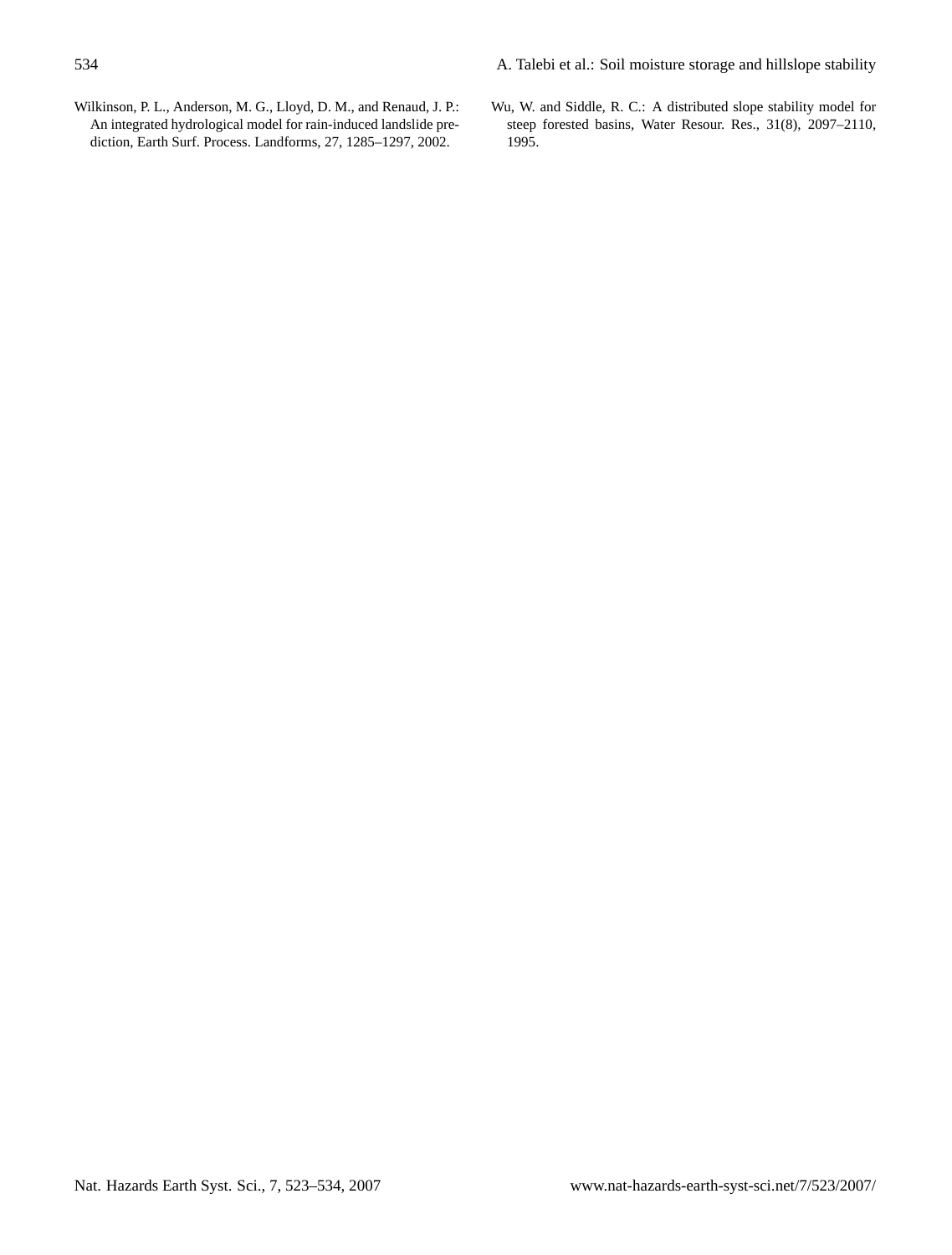Wilkinson, P. L., Anderson, M. G., Lloyd, D. M., and Renaud, J. P.: An integrated hydrological model for rain-induced landslide prediction, Earth Surf. Process. Landforms, 27, 1285–1297, 2002.

Wu, W. and Siddle, R. C.: A distributed slope stability model for steep forested basins, Water Resour. Res., 31(8), 2097–2110, 1995.